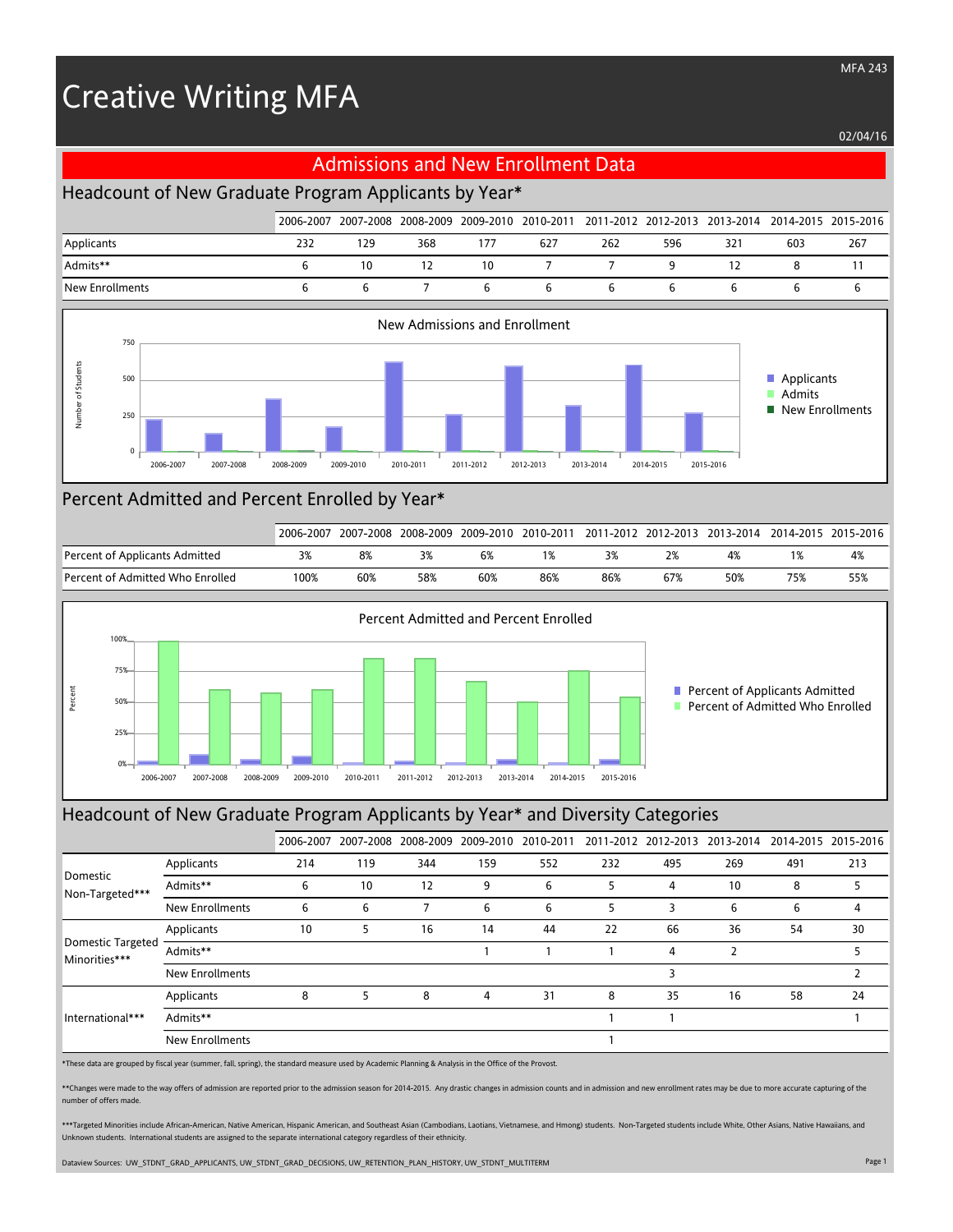# Creative Writing MFA

MFA 243

02/04/16

## Admissions and New Enrollment Data

### Headcount of New Graduate Program Applicants by Year*

| | 2006-2007 | 2007-2008 | 2008-2009 | 2009-2010 | 2010-2011 | 2011-2012 | 2012-2013 | 2013-2014 | 2014-2015 | 2015-2016 |
|---|---|---|---|---|---|---|---|---|---|---|
| Applicants | 232 | 129 | 368 | 177 | 627 | 262 | 596 | 321 | 603 | 267 |
| Admits** | 6 | 10 | 12 | 10 | 7 | 7 | 9 | 12 | 8 | 11 |
| New Enrollments | 6 | 6 | 7 | 6 | 6 | 6 | 6 | 6 | 6 | 6 |

### Percent Admitted and Percent Enrolled by Year*

| | 2006-2007 | 2007-2008 | 2008-2009 | 2009-2010 | 2010-2011 | 2011-2012 | 2012-2013 | 2013-2014 | 2014-2015 | 2015-2016 |
|---|---|---|---|---|---|---|---|---|---|---|
| Percent of Applicants Admitted | 3% | 8% | 3% | 6% | 1% | 3% | 2% | 4% | 1% | 4% |
| Percent of Admitted Who Enrolled | 100% | 60% | 58% | 60% | 86% | 86% | 67% | 50% | 75% | 55% |

### Headcount of New Graduate Program Applicants by Year* and Diversity Categories

| | | 2006-2007 | 2007-2008 | 2008-2009 | 2009-2010 | 2010-2011 | 2011-2012 | 2012-2013 | 2013-2014 | 2014-2015 | 2015-2016 |
|---|---|---|---|---|---|---|---|---|---|---|---|
| Domestic Non-Targeted*** | Applicants | 214 | 119 | 344 | 159 | 552 | 232 | 495 | 269 | 491 | 213 |
| | Admits** | 6 | 10 | 12 | 9 | 6 | 5 | 4 | 10 | 8 | 5 |
| | New Enrollments | 6 | 6 | 7 | 6 | 6 | 5 | 3 | 6 | 6 | 4 |
| Domestic Targeted Minorities*** | Applicants | 10 | 5 | 16 | 14 | 44 | 22 | 66 | 36 | 54 | 30 |
| | Admits** | | | | 1 | 1 | 1 | 4 | 2 | | 5 |
| | New Enrollments | | | | | | | 3 | | | 2 |
| International*** | Applicants | 8 | 5 | 8 | 4 | 31 | 8 | 35 | 16 | 58 | 24 |
| | Admits** | | | | | | 1 | 1 | | | 1 |
| | New Enrollments | | | | | | 1 | | | | |

*These data are grouped by fiscal year (summer, fall, spring), the standard measure used by Academic Planning & Analysis in the Office of the Provost.

**Changes were made to the way offers of admission are reported prior to the admission season for 2014-2015. Any drastic changes in admission counts and in admission and new enrollment rates may be due to more accurate capturing of the number of offers made.

***Targeted Minorities include African-American, Native American, Hispanic American, and Southeast Asian (Cambodians, Laotians, Vietnamese, and Hmong) students. Non-Targeted students include White, Other Asians, Native Hawaiians, and Unknown students. International students are assigned to the separate international category regardless of their ethnicity.

Dataview Sources: UW_STDNT_GRAD_APPLICANTS, UW_STDNT_GRAD_DECISIONS, UW_RETENTION_PLAN_HISTORY, UW_STDNT_MULTITERM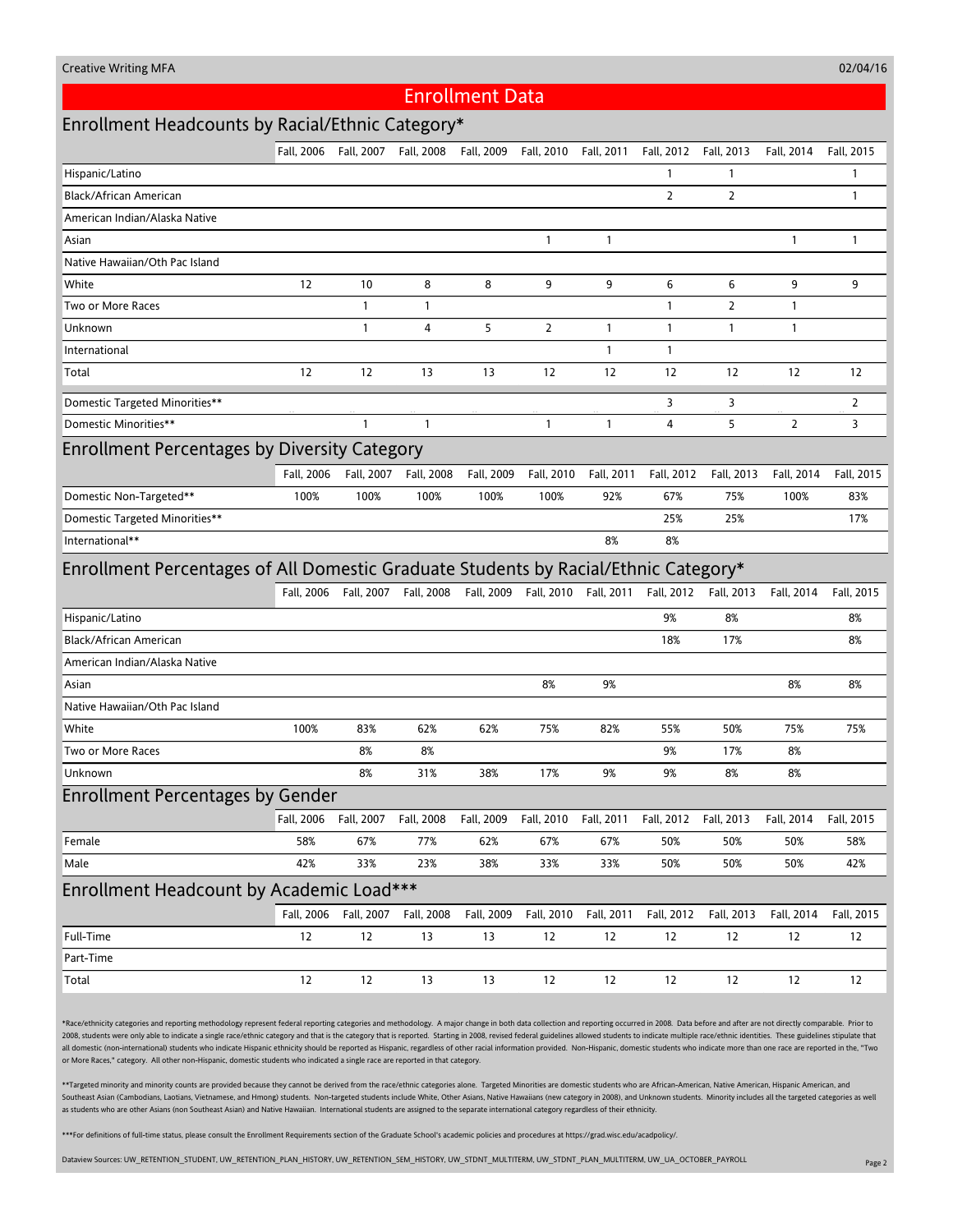# Enrollment Data

## Enrollment Headcounts by Racial/Ethnic Category*

| | Fall, 2006 | Fall, 2007 | Fall, 2008 | Fall, 2009 | Fall, 2010 | Fall, 2011 | Fall, 2012 | Fall, 2013 | Fall, 2014 | Fall, 2015 |
|---|---|---|---|---|---|---|---|---|---|---|
| Hispanic/Latino | | | | | | | 1 | 1 | | 1 |
| Black/African American | | | | | | | 2 | 2 | | 1 |
| American Indian/Alaska Native | | | | | | | | | | |
| Asian | | | | | 1 | 1 | | | 1 | 1 |
| Native Hawaiian/Oth Pac Island | | | | | | | | | | |
| White | 12 | 10 | 8 | 8 | 9 | 9 | 6 | 6 | 9 | 9 |
| Two or More Races | | 1 | 1 | | | | 1 | 2 | 1 | |
| Unknown | | 1 | 4 | 5 | 2 | 1 | 1 | 1 | 1 | |
| International | | | | | | 1 | 1 | | | |
| Total | 12 | 12 | 13 | 13 | 12 | 12 | 12 | 12 | 12 | 12 |
| Domestic Targeted Minorities** | | | | | | | 3 | 3 | | 2 |
| Domestic Minorities** | | 1 | 1 | | 1 | 1 | 4 | 5 | 2 | 3 |

## Enrollment Percentages by Diversity Category

| | Fall, 2006 | Fall, 2007 | Fall, 2008 | Fall, 2009 | Fall, 2010 | Fall, 2011 | Fall, 2012 | Fall, 2013 | Fall, 2014 | Fall, 2015 |
|---|---|---|---|---|---|---|---|---|---|---|
| Domestic Non-Targeted** | 100% | 100% | 100% | 100% | 100% | 92% | 67% | 75% | 100% | 83% |
| Domestic Targeted Minorities** | | | | | | | 25% | 25% | | 17% |
| International** | | | | | | 8% | 8% | | | |

## Enrollment Percentages of All Domestic Graduate Students by Racial/Ethnic Category*

| | Fall, 2006 | Fall, 2007 | Fall, 2008 | Fall, 2009 | Fall, 2010 | Fall, 2011 | Fall, 2012 | Fall, 2013 | Fall, 2014 | Fall, 2015 |
|---|---|---|---|---|---|---|---|---|---|---|
| Hispanic/Latino | | | | | | | 9% | 8% | | 8% |
| Black/African American | | | | | | | 18% | 17% | | 8% |
| American Indian/Alaska Native | | | | | | | | | | |
| Asian | | | | | 8% | 9% | | | 8% | 8% |
| Native Hawaiian/Oth Pac Island | | | | | | | | | | |
| White | 100% | 83% | 62% | 62% | 75% | 82% | 55% | 50% | 75% | 75% |
| Two or More Races | | 8% | 8% | | | | 9% | 17% | 8% | |
| Unknown | | 8% | 31% | 38% | 17% | 9% | 9% | 8% | 8% | |

## Enrollment Percentages by Gender

| | Fall, 2006 | Fall, 2007 | Fall, 2008 | Fall, 2009 | Fall, 2010 | Fall, 2011 | Fall, 2012 | Fall, 2013 | Fall, 2014 | Fall, 2015 |
|---|---|---|---|---|---|---|---|---|---|---|
| Female | 58% | 67% | 77% | 62% | 67% | 67% | 50% | 50% | 50% | 58% |
| Male | 42% | 33% | 23% | 38% | 33% | 33% | 50% | 50% | 50% | 42% |

## Enrollment Headcount by Academic Load***

| | Fall, 2006 | Fall, 2007 | Fall, 2008 | Fall, 2009 | Fall, 2010 | Fall, 2011 | Fall, 2012 | Fall, 2013 | Fall, 2014 | Fall, 2015 |
|---|---|---|---|---|---|---|---|---|---|---|
| Full-Time | 12 | 12 | 13 | 13 | 12 | 12 | 12 | 12 | 12 | 12 |
| Part-Time | | | | | | | | | | |
| Total | 12 | 12 | 13 | 13 | 12 | 12 | 12 | 12 | 12 | 12 |

*Race/ethnicity categories and reporting methodology represent federal reporting categories and methodology. A major change in both data collection and reporting occurred in 2008. Data before and after are not directly comparable. Prior to 2008, students were only able to indicate a single race/ethnic category and that is the category that is reported. Starting in 2008, revised federal guidelines allowed students to indicate multiple race/ethnic identities. These guidelines stipulate that all domestic (non-international) students who indicate Hispanic ethnicity should be reported as Hispanic, regardless of other racial information provided. Non-Hispanic, domestic students who indicate more than one race are reported in the, "Two or More Races," category. All other non-Hispanic, domestic students who indicated a single race are reported in that category.

**Targeted minority and minority counts are provided because they cannot be derived from the race/ethnic categories alone. Targeted Minorities are domestic students who are African-American, Native American, Hispanic American, and Southeast Asian (Cambodians, Laotians, Vietnamese, and Hmong) students. Non-targeted students include White, Other Asians, Native Hawaiians (new category in 2008), and Unknown students. Minority includes all the targeted categories as well as students who are other Asians (non Southeast Asian) and Native Hawaiian. International students are assigned to the separate international category regardless of their ethnicity.

***For definitions of full-time status, please consult the Enrollment Requirements section of the Graduate School's academic policies and procedures at https://grad.wisc.edu/acadpolicy/.

Dataview Sources: UW_RETENTION_STUDENT, UW_RETENTION_PLAN_HISTORY, UW_RETENTION_SEM_HISTORY, UW_STDNT_MULTITERM, UW_STDNT_PLAN_MULTITERM, UW_UA_OCTOBER_PAYROLL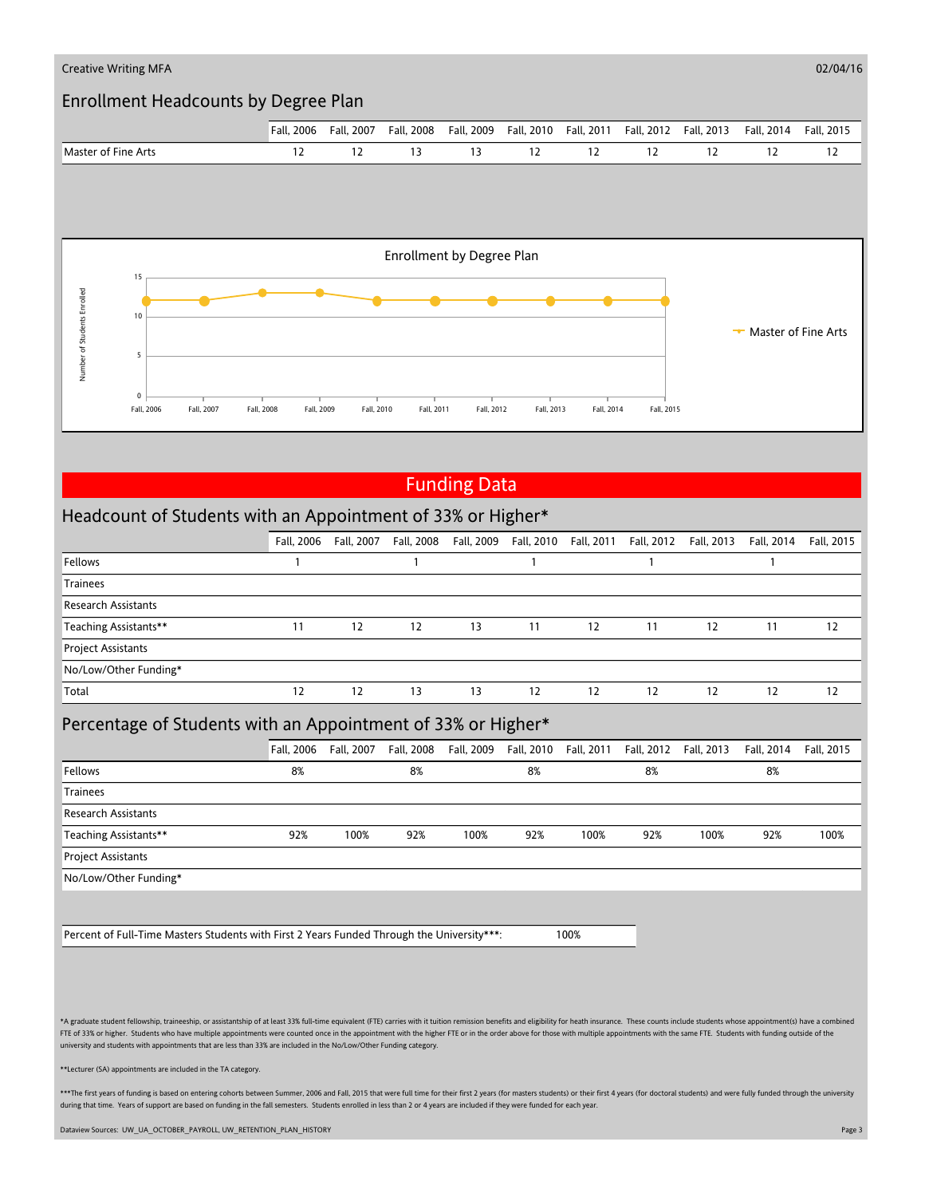Creative Writing MFA

02/04/16

## Enrollment Headcounts by Degree Plan

| | Fall, 2006 | Fall, 2007 | Fall, 2008 | Fall, 2009 | Fall, 2010 | Fall, 2011 | Fall, 2012 | Fall, 2013 | Fall, 2014 | Fall, 2015 |
|---|---|---|---|---|---|---|---|---|---|---|
| Master of Fine Arts | 12 | 12 | 13 | 13 | 12 | 12 | 12 | 12 | 12 | 12 |

Enrollment by Degree Plan

# Funding Data

## Headcount of Students with an Appointment of 33% or Higher*

| | Fall, 2006 | Fall, 2007 | Fall, 2008 | Fall, 2009 | Fall, 2010 | Fall, 2011 | Fall, 2012 | Fall, 2013 | Fall, 2014 | Fall, 2015 |
|---|---|---|---|---|---|---|---|---|---|---|
| Fellows | 1 | | 1 | | 1 | | 1 | | 1 | |
| Trainees | | | | | | | | | | |
| Research Assistants | | | | | | | | | | |
| Teaching Assistants** | 11 | 12 | 12 | 13 | 11 | 12 | 11 | 12 | 11 | 12 |
| Project Assistants | | | | | | | | | | |
| No/Low/Other Funding* | | | | | | | | | | |
| Total | 12 | 12 | 13 | 13 | 12 | 12 | 12 | 12 | 12 | 12 |

## Percentage of Students with an Appointment of 33% or Higher*

| | Fall, 2006 | Fall, 2007 | Fall, 2008 | Fall, 2009 | Fall, 2010 | Fall, 2011 | Fall, 2012 | Fall, 2013 | Fall, 2014 | Fall, 2015 |
|---|---|---|---|---|---|---|---|---|---|---|
| Fellows | 8% | | 8% | | 8% | | 8% | | 8% | |
| Trainees | | | | | | | | | | |
| Research Assistants | | | | | | | | | | |
| Teaching Assistants** | 92% | 100% | 92% | 100% | 92% | 100% | 92% | 100% | 92% | 100% |
| Project Assistants | | | | | | | | | | |
| No/Low/Other Funding* | | | | | | | | | | |

| Percent of Full-Time Masters Students with First 2 Years Funded Through the University***: | 100% |
|---|---|

*A graduate student fellowship, traineeship, or assistantship of at least 33% full-time equivalent (FTE) carries with it tuition remission benefits and eligibility for heath insurance. These counts include students whose appointment(s) have a combined FTE of 33% or higher. Students who have multiple appointments were counted once in the appointment with the higher FTE or in the order above for those with multiple appointments with the same FTE. Students with funding outside of the university and students with appointments that are less than 33% are included in the No/Low/Other Funding category.

**Lecturer (SA) appointments are included in the TA category.

***The first years of funding is based on entering cohorts between Summer, 2006 and Fall, 2015 that were full time for their first 2 years (for masters students) or their first 4 years (for doctoral students) and were fully funded through the university during that time. Years of support are based on funding in the fall semesters. Students enrolled in less than 2 or 4 years are included if they were funded for each year.

Dataview Sources: UW_UA_OCTOBER_PAYROLL, UW_RETENTION_PLAN_HISTORY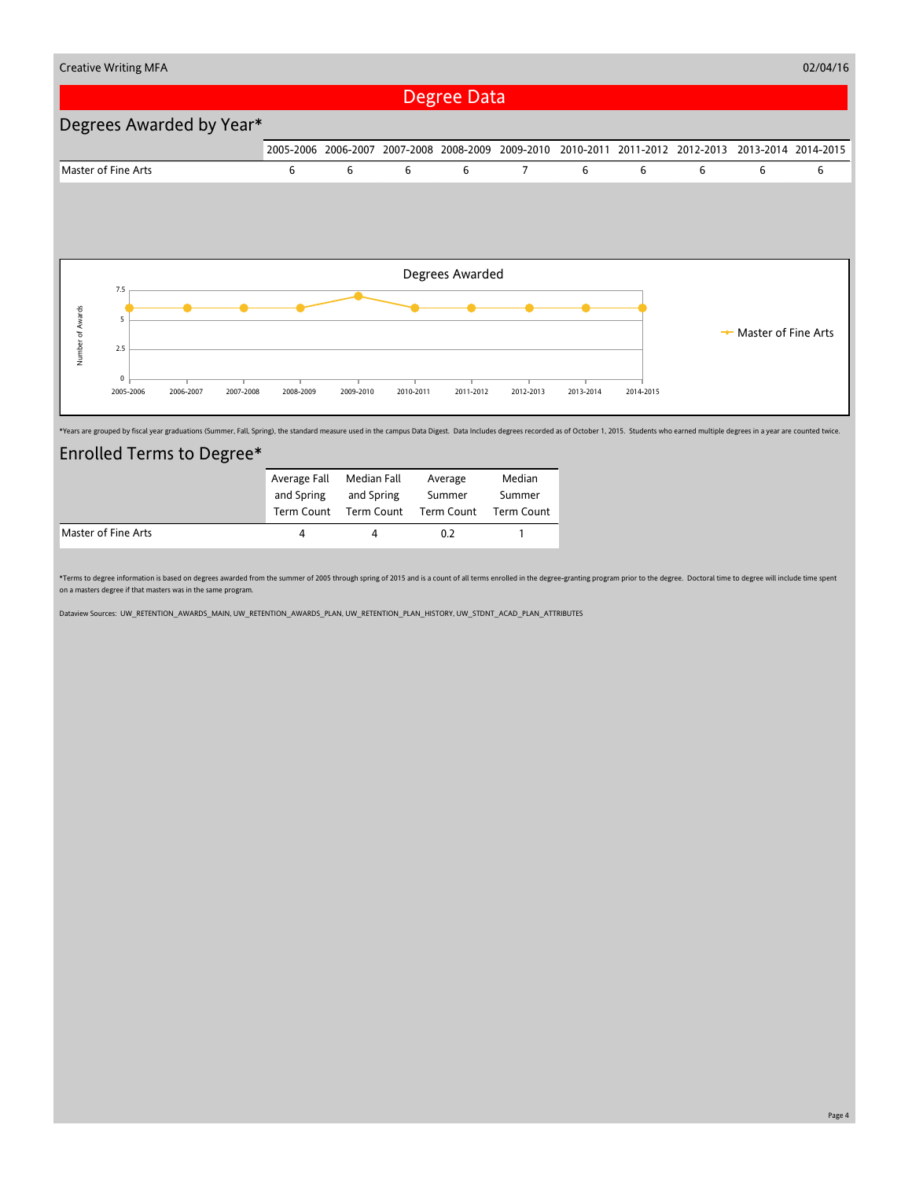Creative Writing MFA

02/04/16

# Degree Data

## Degrees Awarded by Year*

| | 2005-2006 | 2006-2007 | 2007-2008 | 2008-2009 | 2009-2010 | 2010-2011 | 2011-2012 | 2012-2013 | 2013-2014 | 2014-2015 |
|---|---|---|---|---|---|---|---|---|---|---|
| Master of Fine Arts | 6 | 6 | 6 | 6 | 7 | 6 | 6 | 6 | 6 | 6 |

Degrees Awarded

Number of Awards

7.5
5
2.5
0

2005-2006 2006-2007 2007-2008 2008-2009 2009-2010 2010-2011 2011-2012 2012-2013 2013-2014 2014-2015

Master of Fine Arts

*Years are grouped by fiscal year graduations (Summer, Fall, Spring), the standard measure used in the campus Data Digest. Data Includes degrees recorded as of October 1, 2015. Students who earned multiple degrees in a year are counted twice.

## Enrolled Terms to Degree*

| | Average Fall and Spring Term Count | Median Fall and Spring Term Count | Average Summer Term Count | Median Summer Term Count |
|---|---|---|---|---|
| Master of Fine Arts | 4 | 4 | 0.2 | 1 |

*Terms to degree information is based on degrees awarded from the summer of 2005 through spring of 2015 and is a count of all terms enrolled in the degree-granting program prior to the degree. Doctoral time to degree will include time spent on a masters degree if that masters was in the same program.

Dataview Sources: UW_RETENTION_AWARDS_MAIN, UW_RETENTION_AWARDS_PLAN, UW_RETENTION_PLAN_HISTORY, UW_STDNT_ACAD_PLAN_ATTRIBUTES